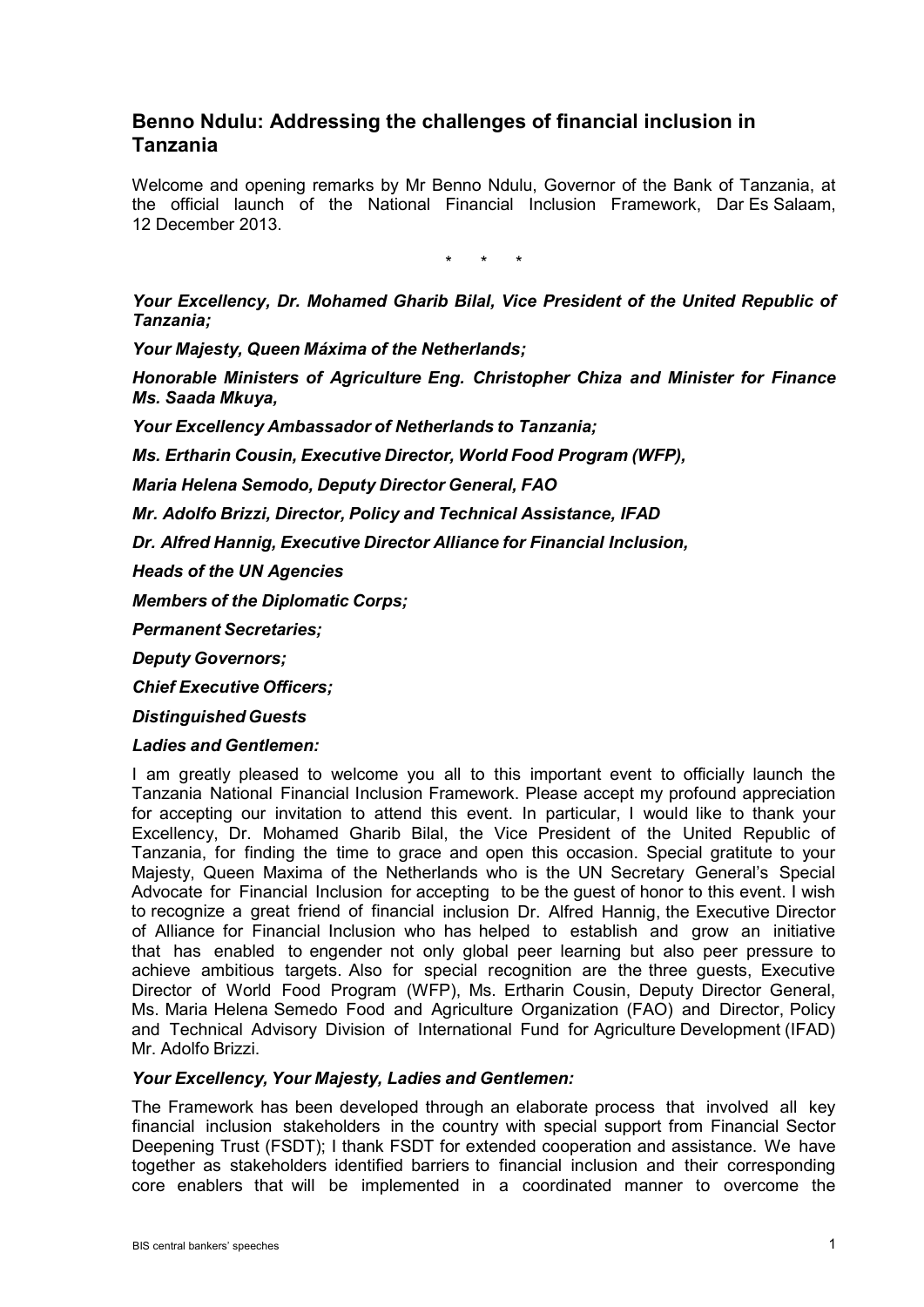## Benno Ndulu: Addressing the challenges of financial inclusion in Tanzania

Welcome and opening remarks by Mr Benno Ndulu, Governor of the Bank of Tanzania, at the official launch of the National Financial Inclusion Framework, Dar Es Salaam, 12 December 2013.

\* \* \*

***Your Excellency, Dr. Mohamed Gharib Bilal, Vice President of the United Republic of Tanzania;***

***Your Majesty, Queen Máxima of the Netherlands;***

***Honorable Ministers of Agriculture Eng. Christopher Chiza and Minister for Finance Ms. Saada Mkuya,***

***Your Excellency Ambassador of Netherlands to Tanzania;***

***Ms. Ertharin Cousin, Executive Director, World Food Program (WFP),***

***Maria Helena Semodo, Deputy Director General, FAO***

***Mr. Adolfo Brizzi, Director, Policy and Technical Assistance, IFAD***

***Dr. Alfred Hannig, Executive Director Alliance for Financial Inclusion,***

***Heads of the UN Agencies***

***Members of the Diplomatic Corps;***

***Permanent Secretaries;***

***Deputy Governors;***

***Chief Executive Officers;***

***Distinguished Guests***

***Ladies and Gentlemen:***

I am greatly pleased to welcome you all to this important event to officially launch the Tanzania National Financial Inclusion Framework. Please accept my profound appreciation for accepting our invitation to attend this event. In particular, I would like to thank your Excellency, Dr. Mohamed Gharib Bilal, the Vice President of the United Republic of Tanzania, for finding the time to grace and open this occasion. Special gratitute to your Majesty, Queen Maxima of the Netherlands who is the UN Secretary General's Special Advocate for Financial Inclusion for accepting to be the guest of honor to this event. I wish to recognize a great friend of financial inclusion Dr. Alfred Hannig, the Executive Director of Alliance for Financial Inclusion who has helped to establish and grow an initiative that has enabled to engender not only global peer learning but also peer pressure to achieve ambitious targets. Also for special recognition are the three guests, Executive Director of World Food Program (WFP), Ms. Ertharin Cousin, Deputy Director General, Ms. Maria Helena Semedo Food and Agriculture Organization (FAO) and Director, Policy and Technical Advisory Division of International Fund for Agriculture Development (IFAD) Mr. Adolfo Brizzi.

***Your Excellency, Your Majesty, Ladies and Gentlemen:***

The Framework has been developed through an elaborate process that involved all key financial inclusion stakeholders in the country with special support from Financial Sector Deepening Trust (FSDT); I thank FSDT for extended cooperation and assistance. We have together as stakeholders identified barriers to financial inclusion and their corresponding core enablers that will be implemented in a coordinated manner to overcome the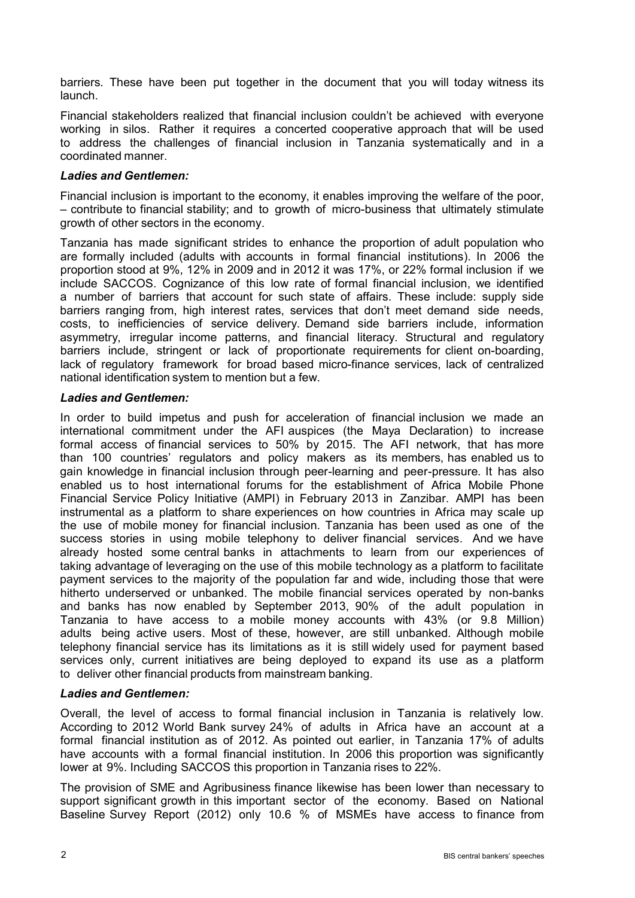barriers. These have been put together in the document that you will today witness its launch.

Financial stakeholders realized that financial inclusion couldn't be achieved with everyone working in silos. Rather it requires a concerted cooperative approach that will be used to address the challenges of financial inclusion in Tanzania systematically and in a coordinated manner.

***Ladies and Gentlemen:***

Financial inclusion is important to the economy, it enables improving the welfare of the poor, – contribute to financial stability; and to growth of micro-business that ultimately stimulate growth of other sectors in the economy.

Tanzania has made significant strides to enhance the proportion of adult population who are formally included (adults with accounts in formal financial institutions). In 2006 the proportion stood at 9%, 12% in 2009 and in 2012 it was 17%, or 22% formal inclusion if we include SACCOS. Cognizance of this low rate of formal financial inclusion, we identified a number of barriers that account for such state of affairs. These include: supply side barriers ranging from, high interest rates, services that don't meet demand side needs, costs, to inefficiencies of service delivery. Demand side barriers include, information asymmetry, irregular income patterns, and financial literacy. Structural and regulatory barriers include, stringent or lack of proportionate requirements for client on-boarding, lack of regulatory framework for broad based micro-finance services, lack of centralized national identification system to mention but a few.

***Ladies and Gentlemen:***

In order to build impetus and push for acceleration of financial inclusion we made an international commitment under the AFI auspices (the Maya Declaration) to increase formal access of financial services to 50% by 2015. The AFI network, that has more than 100 countries' regulators and policy makers as its members, has enabled us to gain knowledge in financial inclusion through peer-learning and peer-pressure. It has also enabled us to host international forums for the establishment of Africa Mobile Phone Financial Service Policy Initiative (AMPI) in February 2013 in Zanzibar. AMPI has been instrumental as a platform to share experiences on how countries in Africa may scale up the use of mobile money for financial inclusion. Tanzania has been used as one of the success stories in using mobile telephony to deliver financial services. And we have already hosted some central banks in attachments to learn from our experiences of taking advantage of leveraging on the use of this mobile technology as a platform to facilitate payment services to the majority of the population far and wide, including those that were hitherto underserved or unbanked. The mobile financial services operated by non-banks and banks has now enabled by September 2013, 90% of the adult population in Tanzania to have access to a mobile money accounts with 43% (or 9.8 Million) adults being active users. Most of these, however, are still unbanked. Although mobile telephony financial service has its limitations as it is still widely used for payment based services only, current initiatives are being deployed to expand its use as a platform to deliver other financial products from mainstream banking.

***Ladies and Gentlemen:***

Overall, the level of access to formal financial inclusion in Tanzania is relatively low. According to 2012 World Bank survey 24% of adults in Africa have an account at a formal financial institution as of 2012. As pointed out earlier, in Tanzania 17% of adults have accounts with a formal financial institution. In 2006 this proportion was significantly lower at 9%. Including SACCOS this proportion in Tanzania rises to 22%.

The provision of SME and Agribusiness finance likewise has been lower than necessary to support significant growth in this important sector of the economy. Based on National Baseline Survey Report (2012) only 10.6 % of MSMEs have access to finance from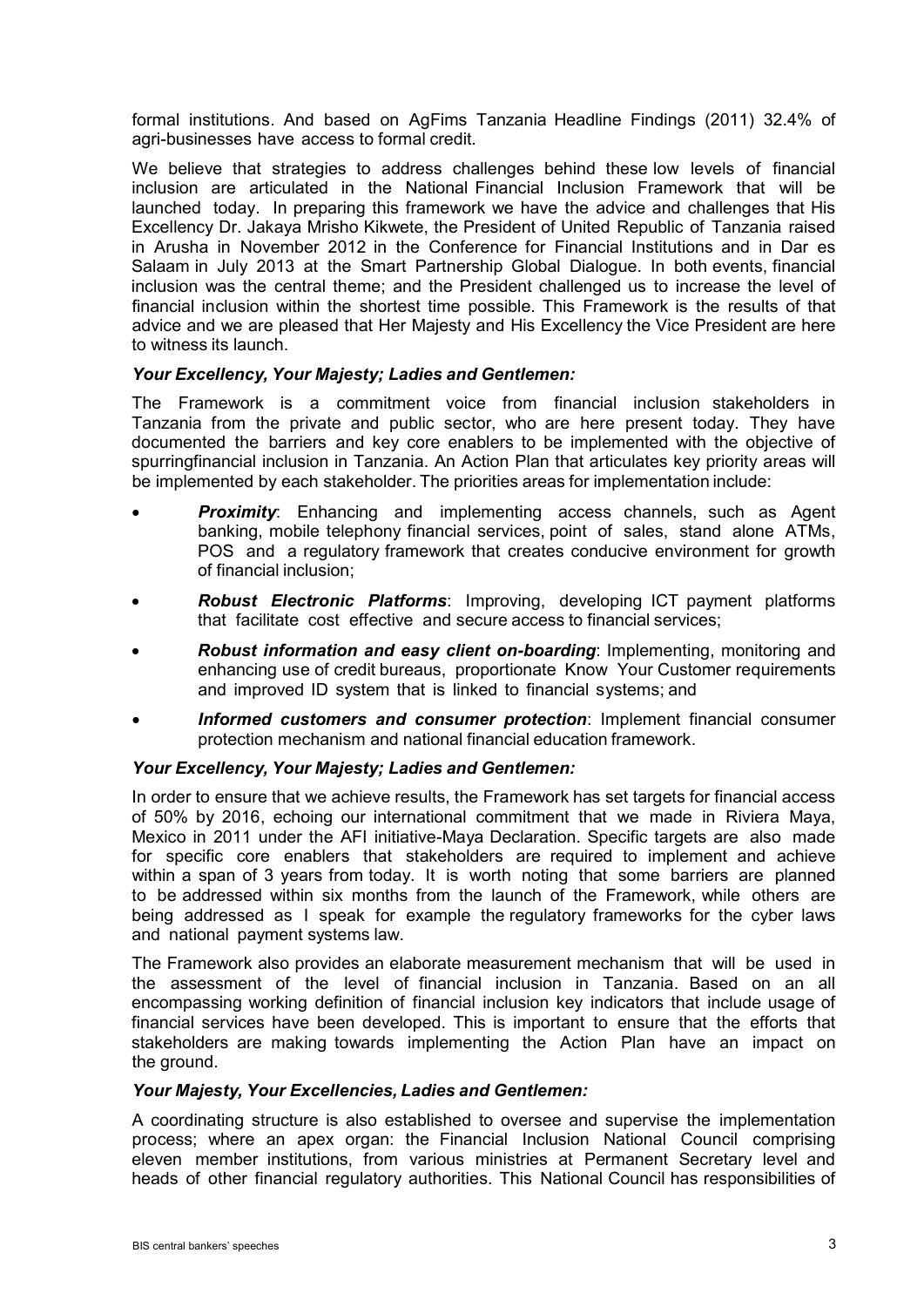formal institutions. And based on AgFims Tanzania Headline Findings (2011) 32.4% of agri-businesses have access to formal credit.

We believe that strategies to address challenges behind these low levels of financial inclusion are articulated in the National Financial Inclusion Framework that will be launched today. In preparing this framework we have the advice and challenges that His Excellency Dr. Jakaya Mrisho Kikwete, the President of United Republic of Tanzania raised in Arusha in November 2012 in the Conference for Financial Institutions and in Dar es Salaam in July 2013 at the Smart Partnership Global Dialogue. In both events, financial inclusion was the central theme; and the President challenged us to increase the level of financial inclusion within the shortest time possible. This Framework is the results of that advice and we are pleased that Her Majesty and His Excellency the Vice President are here to witness its launch.

***Your Excellency, Your Majesty; Ladies and Gentlemen:***

The Framework is a commitment voice from financial inclusion stakeholders in Tanzania from the private and public sector, who are here present today. They have documented the barriers and key core enablers to be implemented with the objective of spurringfinancial inclusion in Tanzania. An Action Plan that articulates key priority areas will be implemented by each stakeholder. The priorities areas for implementation include:

- ***Proximity***: Enhancing and implementing access channels, such as Agent banking, mobile telephony financial services, point of sales, stand alone ATMs, POS and a regulatory framework that creates conducive environment for growth of financial inclusion;
- ***Robust Electronic Platforms***: Improving, developing ICT payment platforms that facilitate cost effective and secure access to financial services;
- ***Robust information and easy client on-boarding***: Implementing, monitoring and enhancing use of credit bureaus, proportionate Know Your Customer requirements and improved ID system that is linked to financial systems; and
- ***Informed customers and consumer protection***: Implement financial consumer protection mechanism and national financial education framework.

***Your Excellency, Your Majesty; Ladies and Gentlemen:***

In order to ensure that we achieve results, the Framework has set targets for financial access of 50% by 2016, echoing our international commitment that we made in Riviera Maya, Mexico in 2011 under the AFI initiative-Maya Declaration. Specific targets are also made for specific core enablers that stakeholders are required to implement and achieve within a span of 3 years from today. It is worth noting that some barriers are planned to be addressed within six months from the launch of the Framework, while others are being addressed as I speak for example the regulatory frameworks for the cyber laws and national payment systems law.

The Framework also provides an elaborate measurement mechanism that will be used in the assessment of the level of financial inclusion in Tanzania. Based on an all encompassing working definition of financial inclusion key indicators that include usage of financial services have been developed. This is important to ensure that the efforts that stakeholders are making towards implementing the Action Plan have an impact on the ground.

***Your Majesty, Your Excellencies, Ladies and Gentlemen:***

A coordinating structure is also established to oversee and supervise the implementation process; where an apex organ: the Financial Inclusion National Council comprising eleven member institutions, from various ministries at Permanent Secretary level and heads of other financial regulatory authorities. This National Council has responsibilities of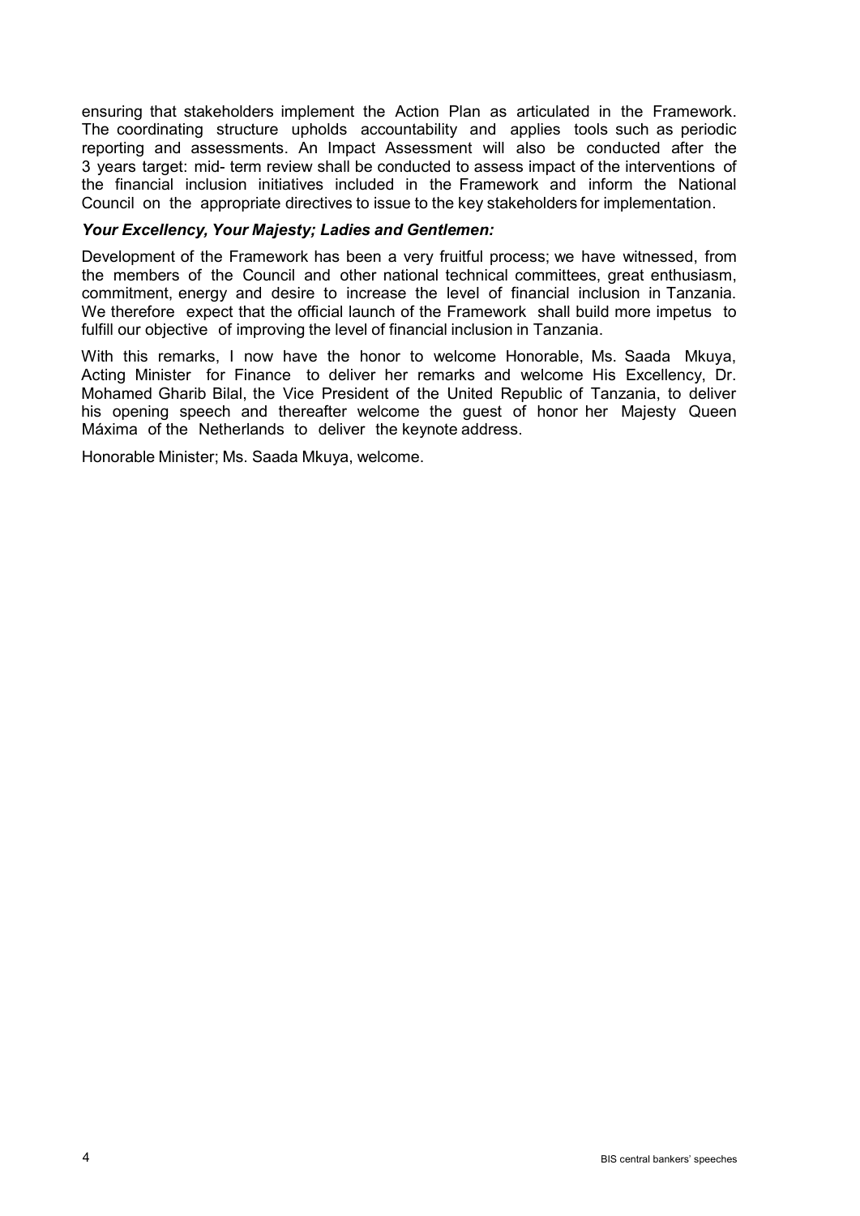ensuring that stakeholders implement the Action Plan as articulated in the Framework. The coordinating structure upholds accountability and applies tools such as periodic reporting and assessments. An Impact Assessment will also be conducted after the 3 years target: mid- term review shall be conducted to assess impact of the interventions of the financial inclusion initiatives included in the Framework and inform the National Council on the appropriate directives to issue to the key stakeholders for implementation.

***Your Excellency, Your Majesty; Ladies and Gentlemen:***

Development of the Framework has been a very fruitful process; we have witnessed, from the members of the Council and other national technical committees, great enthusiasm, commitment, energy and desire to increase the level of financial inclusion in Tanzania. We therefore expect that the official launch of the Framework shall build more impetus to fulfill our objective of improving the level of financial inclusion in Tanzania.

With this remarks, I now have the honor to welcome Honorable, Ms. Saada Mkuya, Acting Minister for Finance to deliver her remarks and welcome His Excellency, Dr. Mohamed Gharib Bilal, the Vice President of the United Republic of Tanzania, to deliver his opening speech and thereafter welcome the guest of honor her Majesty Queen Máxima of the Netherlands to deliver the keynote address.

Honorable Minister; Ms. Saada Mkuya, welcome.